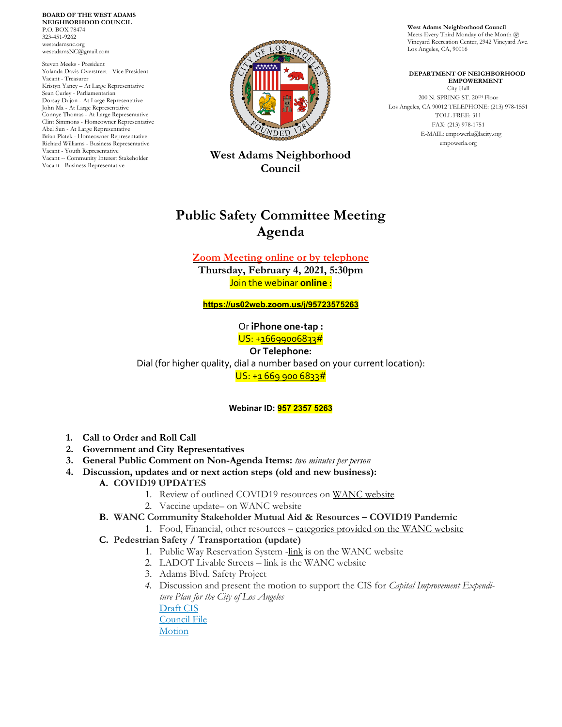**BOARD OF THE WEST ADAMS NEIGHBORHOOD COUNCIL**
P.O. BOX 78474
323-451-9262
westadamsnc.org
westadamsNC@gmail.com

Steven Meeks - President
Yolanda Davis-Overstreet - Vice President
Vacant - Treasurer
Kristyn Yancy – At Large Representative
Sean Curley - Parliamentarian
Dorsay Dujon - At Large Representative
John Ma - At Large Representative
Connye Thomas - At Large Representative
Clint Simmons - Homeowner Representative
Abel Sun - At Large Representative
Brian Piatek - Homeowner Representative
Richard Williams - Business Representative
Vacant - Youth Representative
Vacant -- Community Interest Stakeholder
Vacant - Business Representative

**West Adams Neighborhood Council**

**West Adams Neighborhood Council**
Meets Every Third Monday of the Month @ Vineyard Recreation Center, 2942 Vineyard Ave. Los Angeles, CA, 90016

**DEPARTMENT OF NEIGHBORHOOD EMPOWERMENT**
City Hall
200 N. SPRING ST. 20TH Floor
Los Angeles, CA 90012 TELEPHONE: (213) 978-1551
TOLL FREE: 311
FAX: (213) 978-1751
E-MAIL: empowerla@lacity.org
empowerla.org

# Public Safety Committee Meeting Agenda

**Zoom Meeting online or by telephone**

**Thursday, February 4, 2021, 5:30pm**

Join the webinar **online** :

**https://us02web.zoom.us/j/95723575263**

Or **iPhone one-tap :**
US: +16699006833#

**Or Telephone:**
Dial (for higher quality, dial a number based on your current location):
US: +1 669 900 6833#

**Webinar ID: 957 2357 5263**

1. **Call to Order and Roll Call**
2. **Government and City Representatives**
3. **General Public Comment on Non-Agenda Items:** *two minutes per person*
4. **Discussion, updates and or next action steps (old and new business):**
   - **A. COVID19 UPDATES**
     1. Review of outlined COVID19 resources on WANC website
     2. Vaccine update– on WANC website
   - **B. WANC Community Stakeholder Mutual Aid & Resources – COVID19 Pandemic**
     1. Food, Financial, other resources – categories provided on the WANC website
   - **C. Pedestrian Safety / Transportation (update)**
     1. Public Way Reservation System -link is on the WANC website
     2. LADOT Livable Streets – link is the WANC website
     3. Adams Blvd. Safety Project
     4. Discussion and present the motion to support the CIS for *Capital Improvement Expenditure Plan for the City of Los Angeles*
        Draft CIS
        Council File
        Motion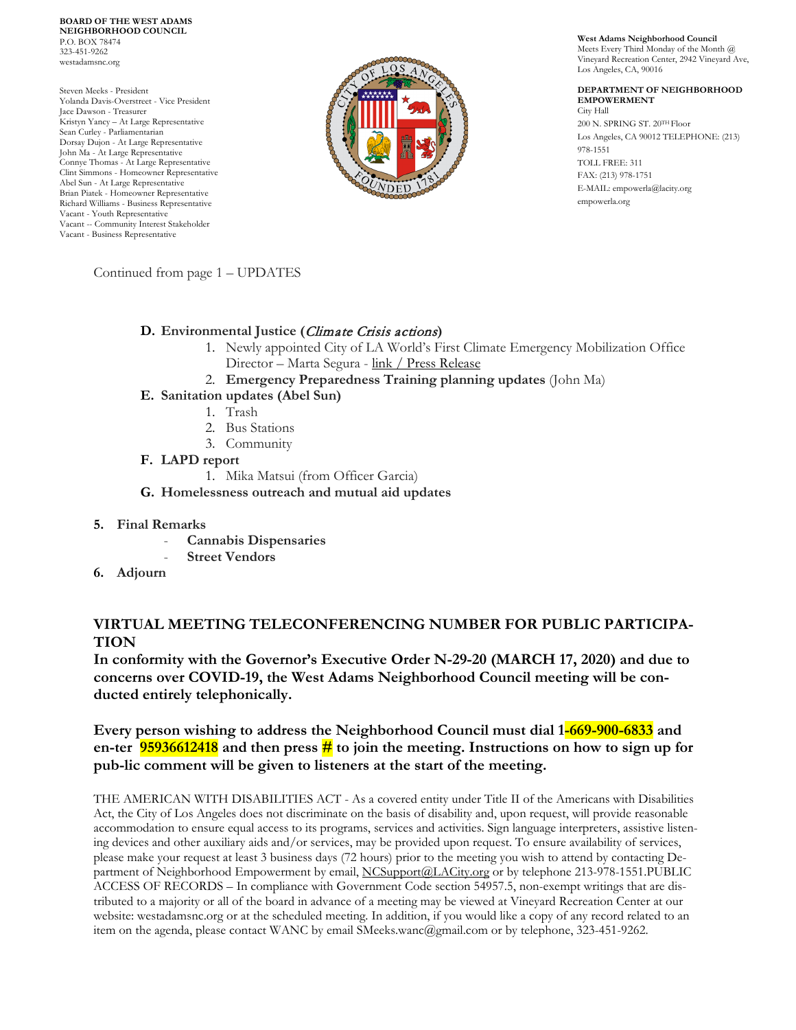**BOARD OF THE WEST ADAMS NEIGHBORHOOD COUNCIL**
P.O. BOX 78474
323-451-9262
westadamsnc.org

Steven Meeks - President
Yolanda Davis-Overstreet - Vice President
Jace Dawson - Treasurer
Kristyn Yancy – At Large Representative
Sean Curley - Parliamentarian
Dorsay Dujon - At Large Representative
John Ma - At Large Representative
Connye Thomas - At Large Representative
Clint Simmons - Homeowner Representative
Abel Sun - At Large Representative
Brian Piatek - Homeowner Representative
Richard Williams - Business Representative
Vacant - Youth Representative
Vacant -- Community Interest Stakeholder
Vacant - Business Representative

**West Adams Neighborhood Council**
Meets Every Third Monday of the Month @ Vineyard Recreation Center, 2942 Vineyard Ave, Los Angeles, CA, 90016

**DEPARTMENT OF NEIGHBORHOOD EMPOWERMENT**
City Hall
200 N. SPRING ST. 20TH Floor
Los Angeles, CA 90012 TELEPHONE: (213) 978-1551
TOLL FREE: 311
FAX: (213) 978-1751
E-MAIL: empowerla@lacity.org
empowerla.org

Continued from page 1 – UPDATES

- **D. Environmental Justice (*Climate Crisis actions*)**
  1. Newly appointed City of LA World's First Climate Emergency Mobilization Office Director – Marta Segura - link / Press Release
  2. **Emergency Preparedness Training planning updates** (John Ma)
- **E. Sanitation updates (Abel Sun)**
  1. Trash
  2. Bus Stations
  3. Community
- **F. LAPD report**
  1. Mika Matsui (from Officer Garcia)
- **G. Homelessness outreach and mutual aid updates**

**5. Final Remarks**
- **Cannabis Dispensaries**
- **Street Vendors**

**6. Adjourn**

## VIRTUAL MEETING TELECONFERENCING NUMBER FOR PUBLIC PARTICIPATION

**In conformity with the Governor's Executive Order N-29-20 (MARCH 17, 2020) and due to concerns over COVID-19, the West Adams Neighborhood Council meeting will be conducted entirely telephonically.**

**Every person wishing to address the Neighborhood Council must dial 1-669-900-6833 and en-ter 95936612418 and then press # to join the meeting. Instructions on how to sign up for pub-lic comment will be given to listeners at the start of the meeting.**

THE AMERICAN WITH DISABILITIES ACT - As a covered entity under Title II of the Americans with Disabilities Act, the City of Los Angeles does not discriminate on the basis of disability and, upon request, will provide reasonable accommodation to ensure equal access to its programs, services and activities. Sign language interpreters, assistive listening devices and other auxiliary aids and/or services, may be provided upon request. To ensure availability of services, please make your request at least 3 business days (72 hours) prior to the meeting you wish to attend by contacting Department of Neighborhood Empowerment by email, NCSupport@LACity.org or by telephone 213-978-1551.PUBLIC ACCESS OF RECORDS – In compliance with Government Code section 54957.5, non-exempt writings that are distributed to a majority or all of the board in advance of a meeting may be viewed at Vineyard Recreation Center at our website: westadamsnc.org or at the scheduled meeting. In addition, if you would like a copy of any record related to an item on the agenda, please contact WANC by email SMeeks.wanc@gmail.com or by telephone, 323-451-9262.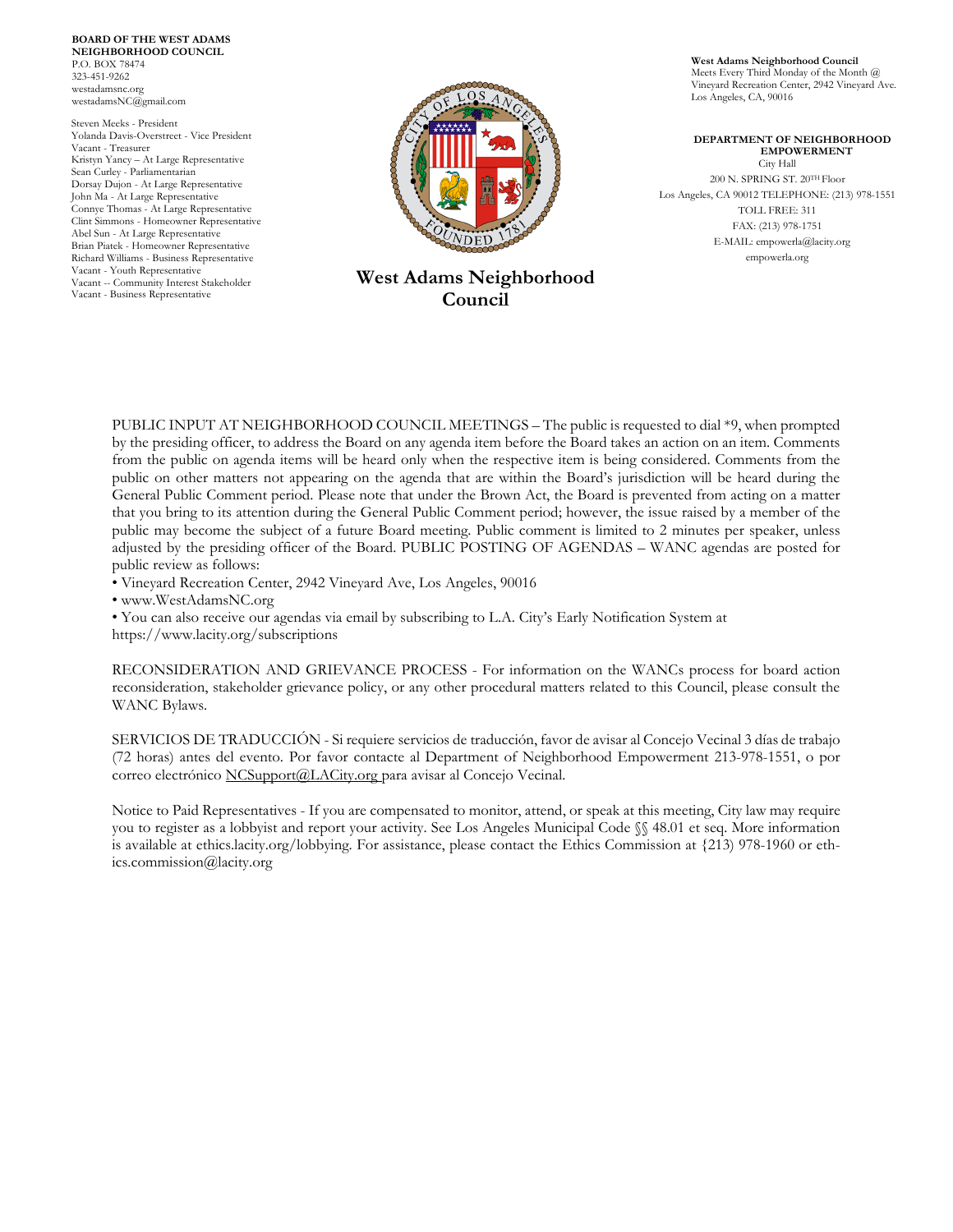**BOARD OF THE WEST ADAMS NEIGHBORHOOD COUNCIL**
P.O. BOX 78474
323-451-9262
westadamsnc.org
westadamsNC@gmail.com

Steven Meeks - President
Yolanda Davis-Overstreet - Vice President
Vacant - Treasurer
Kristyn Yancy – At Large Representative
Sean Curley - Parliamentarian
Dorsay Dujon - At Large Representative
John Ma - At Large Representative
Connye Thomas - At Large Representative
Clint Simmons - Homeowner Representative
Abel Sun - At Large Representative
Brian Piatek - Homeowner Representative
Richard Williams - Business Representative
Vacant - Youth Representative
Vacant -- Community Interest Stakeholder
Vacant - Business Representative

## West Adams Neighborhood Council

**West Adams Neighborhood Council**
Meets Every Third Monday of the Month @ Vineyard Recreation Center, 2942 Vineyard Ave. Los Angeles, CA, 90016

**DEPARTMENT OF NEIGHBORHOOD EMPOWERMENT**
City Hall
200 N. SPRING ST. 20TH Floor
Los Angeles, CA 90012 TELEPHONE: (213) 978-1551
TOLL FREE: 311
FAX: (213) 978-1751
E-MAIL: empowerla@lacity.org
empowerla.org

PUBLIC INPUT AT NEIGHBORHOOD COUNCIL MEETINGS – The public is requested to dial *9, when prompted by the presiding officer, to address the Board on any agenda item before the Board takes an action on an item. Comments from the public on agenda items will be heard only when the respective item is being considered. Comments from the public on other matters not appearing on the agenda that are within the Board's jurisdiction will be heard during the General Public Comment period. Please note that under the Brown Act, the Board is prevented from acting on a matter that you bring to its attention during the General Public Comment period; however, the issue raised by a member of the public may become the subject of a future Board meeting. Public comment is limited to 2 minutes per speaker, unless adjusted by the presiding officer of the Board. PUBLIC POSTING OF AGENDAS – WANC agendas are posted for public review as follows:

- Vineyard Recreation Center, 2942 Vineyard Ave, Los Angeles, 90016
- www.WestAdamsNC.org
- You can also receive our agendas via email by subscribing to L.A. City's Early Notification System at https://www.lacity.org/subscriptions

RECONSIDERATION AND GRIEVANCE PROCESS - For information on the WANCs process for board action reconsideration, stakeholder grievance policy, or any other procedural matters related to this Council, please consult the WANC Bylaws.

SERVICIOS DE TRADUCCIÓN - Si requiere servicios de traducción, favor de avisar al Concejo Vecinal 3 días de trabajo (72 horas) antes del evento. Por favor contacte al Department of Neighborhood Empowerment 213-978-1551, o por correo electrónico NCSupport@LACity.org para avisar al Concejo Vecinal.

Notice to Paid Representatives - If you are compensated to monitor, attend, or speak at this meeting, City law may require you to register as a lobbyist and report your activity. See Los Angeles Municipal Code §§ 48.01 et seq. More information is available at ethics.lacity.org/lobbying. For assistance, please contact the Ethics Commission at {213) 978-1960 or ethics.commission@lacity.org